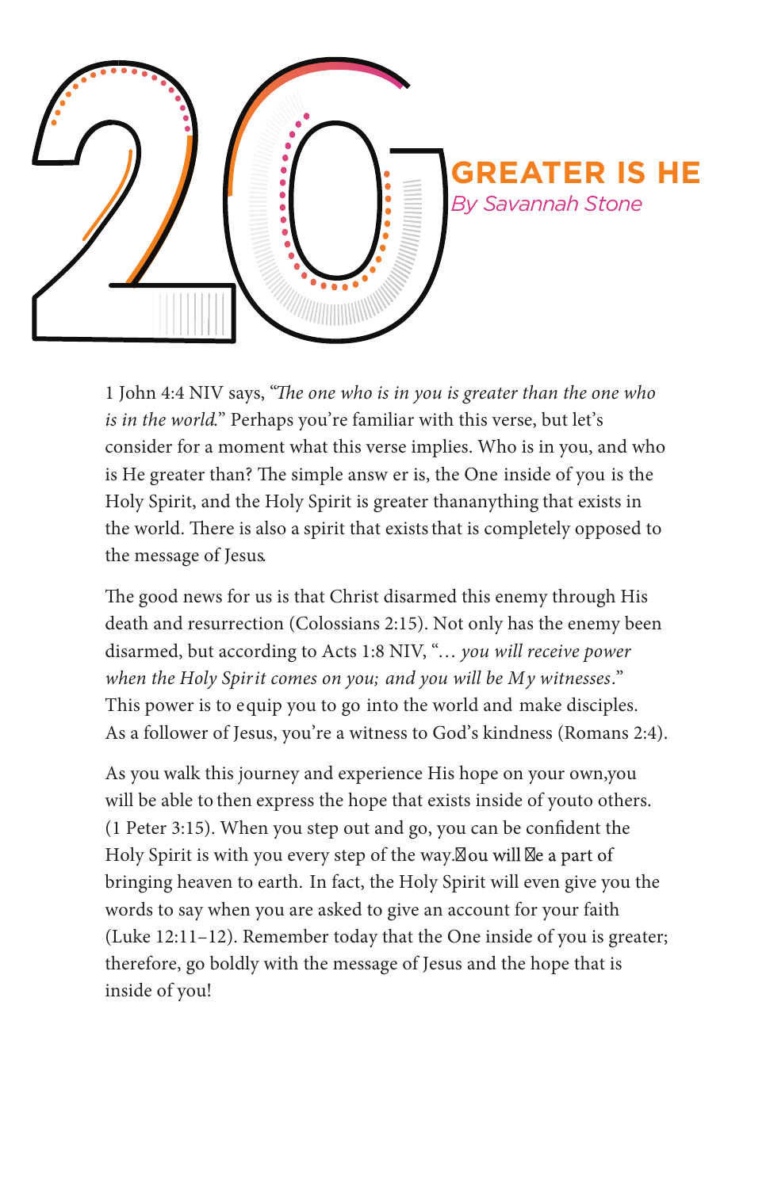# 20 GREATER IS HE

*By Savannah Stone*

1 John 4:4 NIV says, "*The one who is in you is greater than the one who is in the world*." Perhaps you're familiar with this verse, but let's consider for a moment what this verse implies. Who is in you, and who is He greater than? The simple answ er is, the One inside of you is the Holy Spirit, and the Holy Spirit is greater thananything that exists in the world. There is also a spirit that exists that is completely opposed to the message of Jesus.

The good news for us is that Christ disarmed this enemy through His death and resurrection (Colossians 2:15). Not only has the enemy been disarmed, but according to Acts 1:8 NIV, "*... you will receive power when the Holy Spirit comes on you; and you will be My witnesses*." This power is to equip you to go into the world and make disciples. As a follower of Jesus, you're a witness to God's kindness (Romans 2:4).

As you walk this journey and experience His hope on your own,you will be able to then express the hope that exists inside of youto others. (1 Peter 3:15). When you step out and go, you can be confident the Holy Spirit is with you every step of the way. You will be a part of bringing heaven to earth. In fact, the Holy Spirit will even give you the words to say when you are asked to give an account for your faith (Luke 12:11–12). Remember today that the One inside of you is greater; therefore, go boldly with the message of Jesus and the hope that is inside of you!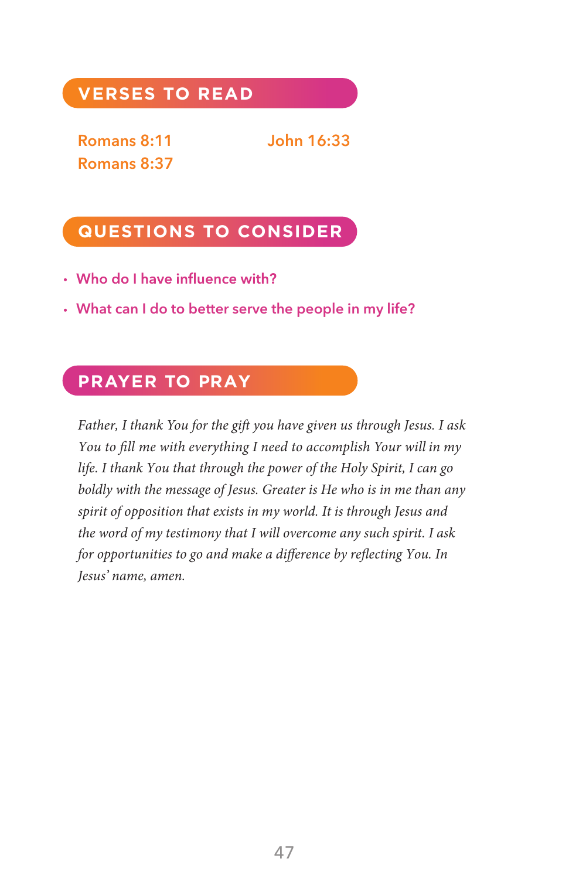## VERSES TO READ

Romans 8:11

Romans 8:37

John 16:33

## QUESTIONS TO CONSIDER

- Who do I have influence with?
- What can I do to better serve the people in my life?

## PRAYER TO PRAY

*Father, I thank You for the gift you have given us through Jesus. I ask You to fill me with everything I need to accomplish Your will in my life. I thank You that through the power of the Holy Spirit, I can go boldly with the message of Jesus. Greater is He who is in me than any spirit of opposition that exists in my world. It is through Jesus and the word of my testimony that I will overcome any such spirit. I ask for opportunities to go and make a difference by reflecting You. In Jesus' name, amen.*